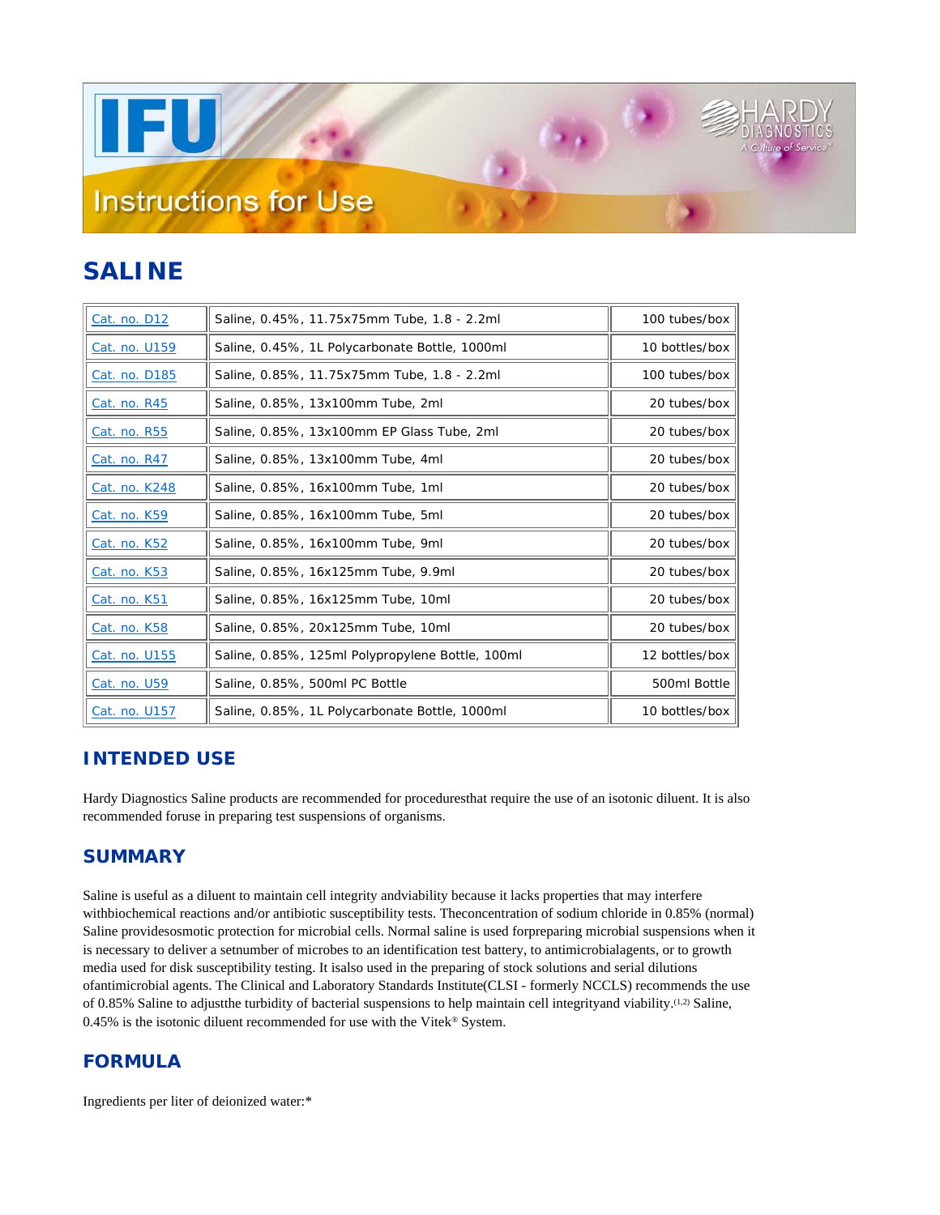# SALINE

| | | |
|---|---|---|
| Cat. no. D12 | Saline, 0.45%, 11.75x75mm Tube, 1.8 - 2.2ml | 100 tubes/box |
| Cat. no. U159 | Saline, 0.45%, 1L Polycarbonate Bottle, 1000ml | 10 bottles/box |
| Cat. no. D185 | Saline, 0.85%, 11.75x75mm Tube, 1.8 - 2.2ml | 100 tubes/box |
| Cat. no. R45 | Saline, 0.85%, 13x100mm Tube, 2ml | 20 tubes/box |
| Cat. no. R55 | Saline, 0.85%, 13x100mm EP Glass Tube, 2ml | 20 tubes/box |
| Cat. no. R47 | Saline, 0.85%, 13x100mm Tube, 4ml | 20 tubes/box |
| Cat. no. K248 | Saline, 0.85%, 16x100mm Tube, 1ml | 20 tubes/box |
| Cat. no. K59 | Saline, 0.85%, 16x100mm Tube, 5ml | 20 tubes/box |
| Cat. no. K52 | Saline, 0.85%, 16x100mm Tube, 9ml | 20 tubes/box |
| Cat. no. K53 | Saline, 0.85%, 16x125mm Tube, 9.9ml | 20 tubes/box |
| Cat. no. K51 | Saline, 0.85%, 16x125mm Tube, 10ml | 20 tubes/box |
| Cat. no. K58 | Saline, 0.85%, 20x125mm Tube, 10ml | 20 tubes/box |
| Cat. no. U155 | Saline, 0.85%, 125ml Polypropylene Bottle, 100ml | 12 bottles/box |
| Cat. no. U59 | Saline, 0.85%, 500ml PC Bottle | 500ml Bottle |
| Cat. no. U157 | Saline, 0.85%, 1L Polycarbonate Bottle, 1000ml | 10 bottles/box |

## INTENDED USE

Hardy Diagnostics Saline products are recommended for proceduresthat require the use of an isotonic diluent. It is also recommended foruse in preparing test suspensions of organisms.

## SUMMARY

Saline is useful as a diluent to maintain cell integrity andviability because it lacks properties that may interfere withbiochemical reactions and/or antibiotic susceptibility tests. Theconcentration of sodium chloride in 0.85% (normal) Saline providesosmotic protection for microbial cells. Normal saline is used forpreparing microbial suspensions when it is necessary to deliver a setnumber of microbes to an identification test battery, to antimicrobialagents, or to growth media used for disk susceptibility testing. It isalso used in the preparing of stock solutions and serial dilutions ofantimicrobial agents. The Clinical and Laboratory Standards Institute(CLSI - formerly NCCLS) recommends the use of 0.85% Saline to adjustthe turbidity of bacterial suspensions to help maintain cell integrityand viability.(1,2) Saline, 0.45% is the isotonic diluent recommended for use with the Vitek® System.

## FORMULA

Ingredients per liter of deionized water:*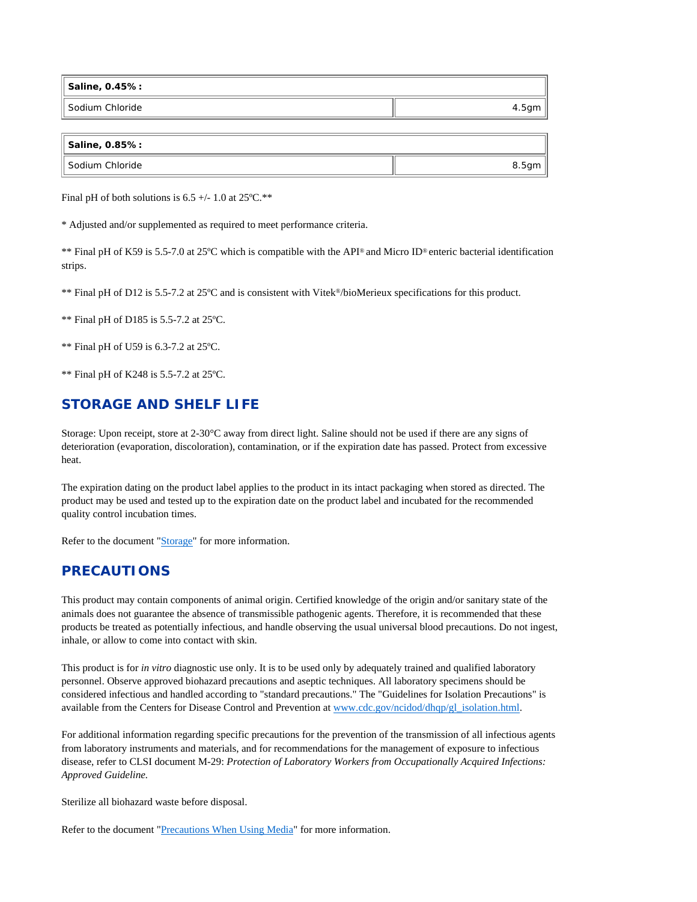| **Saline, 0.45% :** | |
|---|---|
| Sodium Chloride | 4.5gm |

| **Saline, 0.85% :** | |
|---|---|
| Sodium Chloride | 8.5gm |

Final pH of both solutions is 6.5 +/- 1.0 at 25ºC.**

* Adjusted and/or supplemented as required to meet performance criteria.

** Final pH of K59 is 5.5-7.0 at 25ºC which is compatible with the API® and Micro ID® enteric bacterial identification strips.

** Final pH of D12 is 5.5-7.2 at 25ºC and is consistent with Vitek®/bioMerieux specifications for this product.

** Final pH of D185 is 5.5-7.2 at 25ºC.

** Final pH of U59 is 6.3-7.2 at 25ºC.

** Final pH of K248 is 5.5-7.2 at 25ºC.

## STORAGE AND SHELF LIFE

Storage: Upon receipt, store at 2-30°C away from direct light. Saline should not be used if there are any signs of deterioration (evaporation, discoloration), contamination, or if the expiration date has passed. Protect from excessive heat.

The expiration dating on the product label applies to the product in its intact packaging when stored as directed. The product may be used and tested up to the expiration date on the product label and incubated for the recommended quality control incubation times.

Refer to the document "Storage" for more information.

## PRECAUTIONS

This product may contain components of animal origin. Certified knowledge of the origin and/or sanitary state of the animals does not guarantee the absence of transmissible pathogenic agents. Therefore, it is recommended that these products be treated as potentially infectious, and handle observing the usual universal blood precautions. Do not ingest, inhale, or allow to come into contact with skin.

This product is for *in vitro* diagnostic use only. It is to be used only by adequately trained and qualified laboratory personnel. Observe approved biohazard precautions and aseptic techniques. All laboratory specimens should be considered infectious and handled according to "standard precautions." The "Guidelines for Isolation Precautions" is available from the Centers for Disease Control and Prevention at www.cdc.gov/ncidod/dhqp/gl_isolation.html.

For additional information regarding specific precautions for the prevention of the transmission of all infectious agents from laboratory instruments and materials, and for recommendations for the management of exposure to infectious disease, refer to CLSI document M-29: *Protection of Laboratory Workers from Occupationally Acquired Infections: Approved Guideline.*

Sterilize all biohazard waste before disposal.

Refer to the document "Precautions When Using Media" for more information.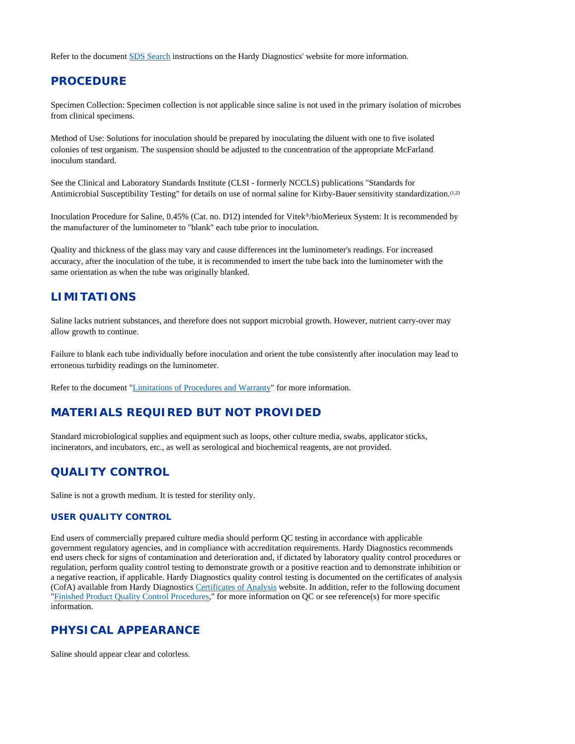Refer to the document SDS Search instructions on the Hardy Diagnostics' website for more information.

## PROCEDURE

Specimen Collection: Specimen collection is not applicable since saline is not used in the primary isolation of microbes from clinical specimens.

Method of Use: Solutions for inoculation should be prepared by inoculating the diluent with one to five isolated colonies of test organism. The suspension should be adjusted to the concentration of the appropriate McFarland inoculum standard.

See the Clinical and Laboratory Standards Institute (CLSI - formerly NCCLS) publications "Standards for Antimicrobial Susceptibility Testing" for details on use of normal saline for Kirby-Bauer sensitivity standardization.[1,2]

Inoculation Procedure for Saline, 0.45% (Cat. no. D12) intended for Vitek®/bioMerieux System: It is recommended by the manufacturer of the luminometer to "blank" each tube prior to inoculation.

Quality and thickness of the glass may vary and cause differences int the luminometer's readings. For increased accuracy, after the inoculation of the tube, it is recommended to insert the tube back into the luminometer with the same orientation as when the tube was originally blanked.

## LIMITATIONS

Saline lacks nutrient substances, and therefore does not support microbial growth. However, nutrient carry-over may allow growth to continue.

Failure to blank each tube individually before inoculation and orient the tube consistently after inoculation may lead to erroneous turbidity readings on the luminometer.

Refer to the document "Limitations of Procedures and Warranty" for more information.

## MATERIALS REQUIRED BUT NOT PROVIDED

Standard microbiological supplies and equipment such as loops, other culture media, swabs, applicator sticks, incinerators, and incubators, etc., as well as serological and biochemical reagents, are not provided.

## QUALITY CONTROL

Saline is not a growth medium. It is tested for sterility only.

### USER QUALITY CONTROL

End users of commercially prepared culture media should perform QC testing in accordance with applicable government regulatory agencies, and in compliance with accreditation requirements. Hardy Diagnostics recommends end users check for signs of contamination and deterioration and, if dictated by laboratory quality control procedures or regulation, perform quality control testing to demonstrate growth or a positive reaction and to demonstrate inhibition or a negative reaction, if applicable. Hardy Diagnostics quality control testing is documented on the certificates of analysis (CofA) available from Hardy Diagnostics Certificates of Analysis website. In addition, refer to the following document "Finished Product Quality Control Procedures," for more information on QC or see reference(s) for more specific information.

## PHYSICAL APPEARANCE

Saline should appear clear and colorless.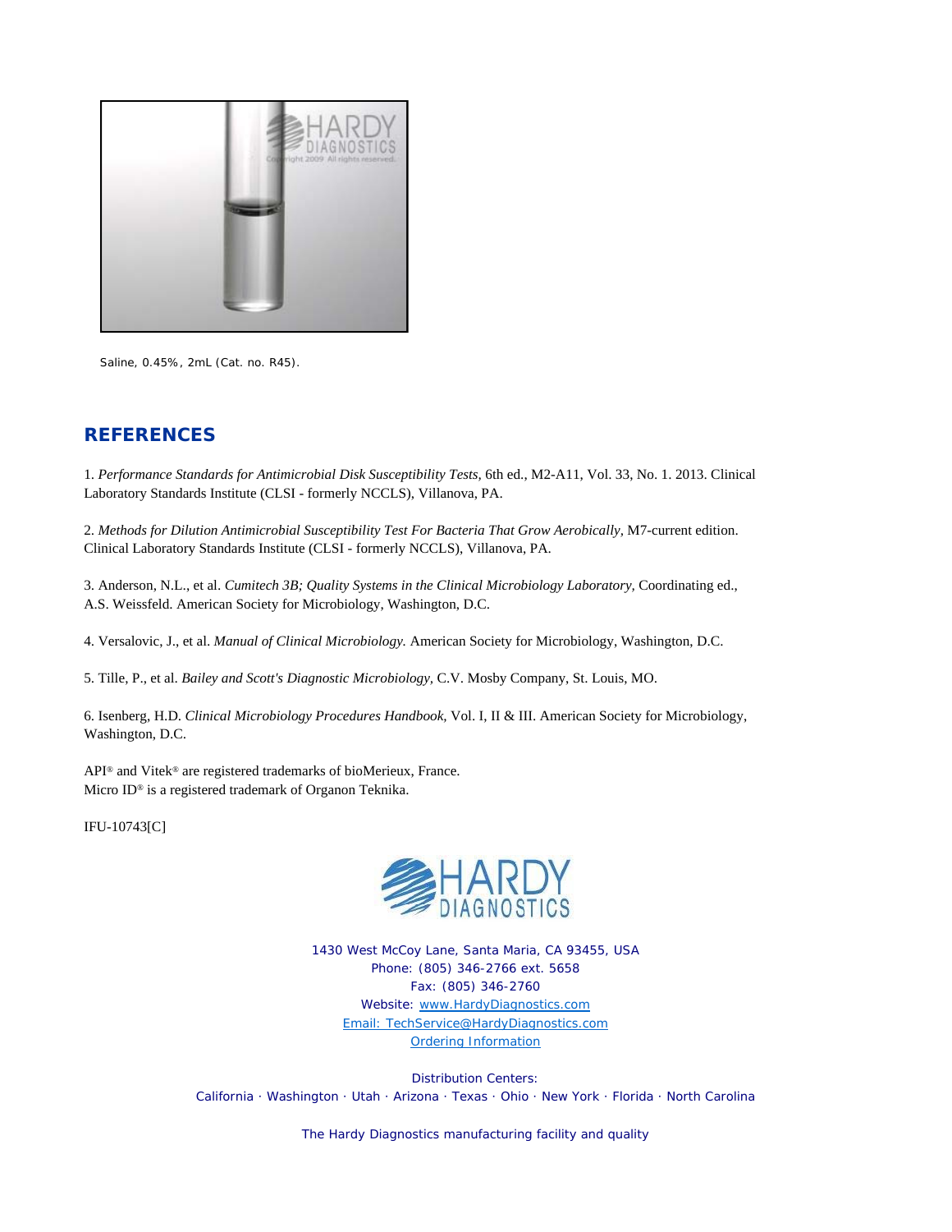Saline, 0.45%, 2mL (Cat. no. R45).

## REFERENCES

1. *Performance Standards for Antimicrobial Disk Susceptibility Tests,* 6th ed., M2-A11, Vol. 33, No. 1. 2013. Clinical Laboratory Standards Institute (CLSI - formerly NCCLS), Villanova, PA.

2. *Methods for Dilution Antimicrobial Susceptibility Test For Bacteria That Grow Aerobically,* M7-current edition. Clinical Laboratory Standards Institute (CLSI - formerly NCCLS), Villanova, PA.

3. Anderson, N.L., et al. *Cumitech 3B; Quality Systems in the Clinical Microbiology Laboratory,* Coordinating ed., A.S. Weissfeld. American Society for Microbiology, Washington, D.C.

4. Versalovic, J., et al. *Manual of Clinical Microbiology.* American Society for Microbiology, Washington, D.C.

5. Tille, P., et al. *Bailey and Scott's Diagnostic Microbiology,* C.V. Mosby Company, St. Louis, MO.

6. Isenberg, H.D. *Clinical Microbiology Procedures Handbook,* Vol. I, II & III. American Society for Microbiology, Washington, D.C.

API® and Vitek® are registered trademarks of bioMerieux, France.
Micro ID® is a registered trademark of Organon Teknika.

IFU-10743[C]

1430 West McCoy Lane, Santa Maria, CA 93455, USA
Phone: (805) 346-2766 ext. 5658
Fax: (805) 346-2760
Website: www.HardyDiagnostics.com
Email: TechService@HardyDiagnostics.com
Ordering Information

Distribution Centers:
California · Washington · Utah · Arizona · Texas · Ohio · New York · Florida · North Carolina

The Hardy Diagnostics manufacturing facility and quality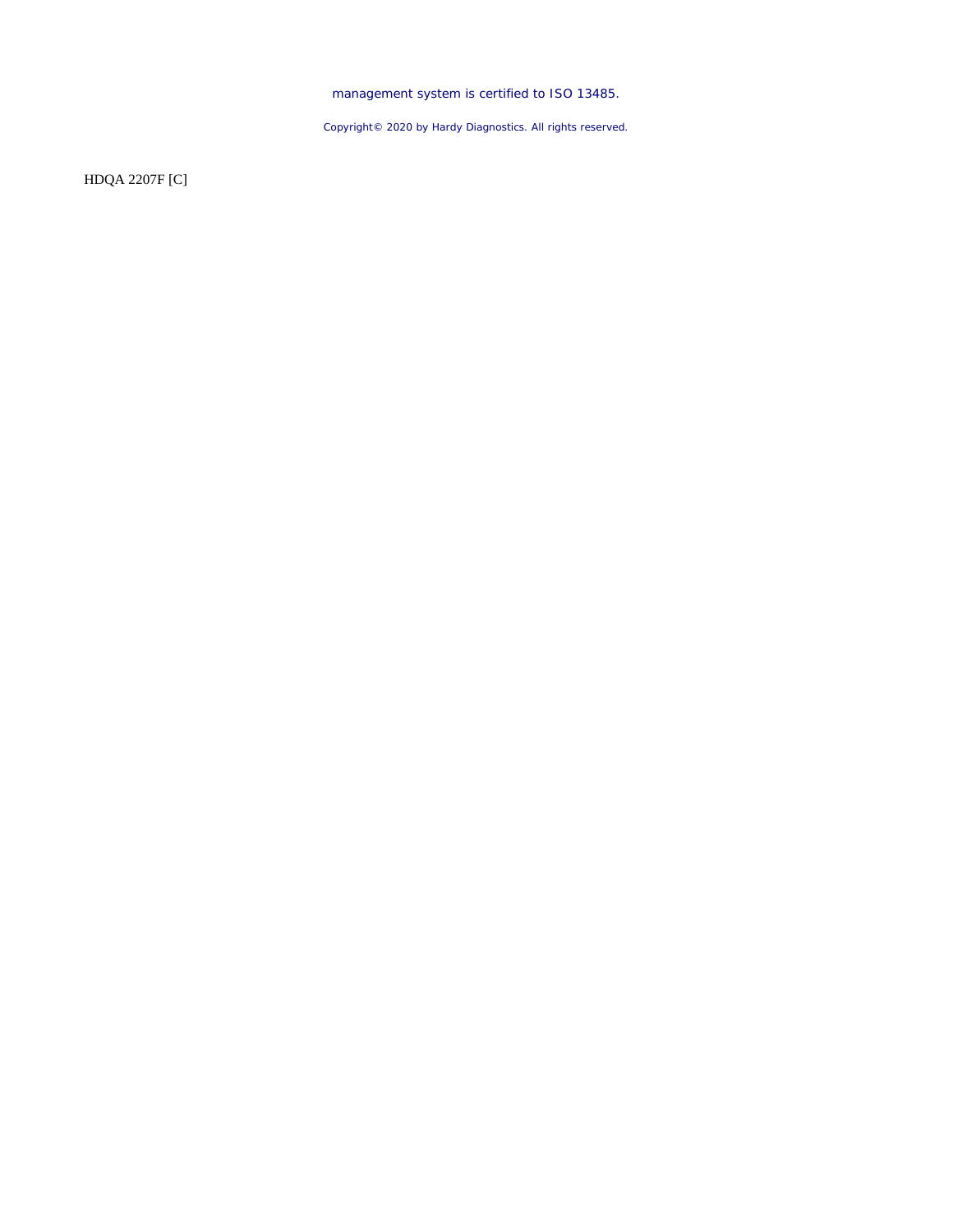management system is certified to ISO 13485.

Copyright© 2020 by Hardy Diagnostics. All rights reserved.

HDQA 2207F [C]